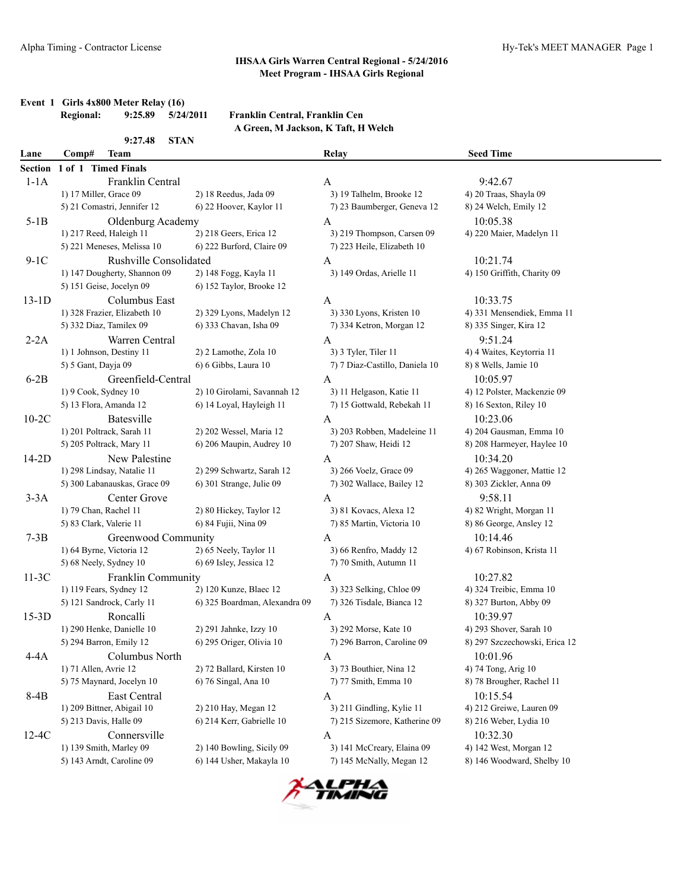### IHSAA Girls Warren Central Regional - 5/24/2016
### Meet Program - IHSAA Girls Regional

**Event 1 Girls 4x800 Meter Relay (16)**

**Regional: 9:25.89 5/24/2011 Franklin Central, Franklin Cen**
**A Green, M Jackson, K Taft, H Welch**

**9:27.48 STAN**

| Lane | Comp# Team | | Relay | Seed Time |
|---|---|---|---|---|
| **Section 1 of 1 Timed Finals** | | | | |
| 1-1A | Franklin Central | | A | 9:42.67 |
| | 1) 17 Miller, Grace 09 | 2) 18 Reedus, Jada 09 | 3) 19 Talhelm, Brooke 12 | 4) 20 Traas, Shayla 09 |
| | 5) 21 Comastri, Jennifer 12 | 6) 22 Hoover, Kaylor 11 | 7) 23 Baumberger, Geneva 12 | 8) 24 Welch, Emily 12 |
| 5-1B | Oldenburg Academy | | A | 10:05.38 |
| | 1) 217 Reed, Haleigh 11 | 2) 218 Geers, Erica 12 | 3) 219 Thompson, Carsen 09 | 4) 220 Maier, Madelyn 11 |
| | 5) 221 Meneses, Melissa 10 | 6) 222 Burford, Claire 09 | 7) 223 Heile, Elizabeth 10 | |
| 9-1C | Rushville Consolidated | | A | 10:21.74 |
| | 1) 147 Dougherty, Shannon 09 | 2) 148 Fogg, Kayla 11 | 3) 149 Ordas, Arielle 11 | 4) 150 Griffith, Charity 09 |
| | 5) 151 Geise, Jocelyn 09 | 6) 152 Taylor, Brooke 12 | | |
| 13-1D | Columbus East | | A | 10:33.75 |
| | 1) 328 Frazier, Elizabeth 10 | 2) 329 Lyons, Madelyn 12 | 3) 330 Lyons, Kristen 10 | 4) 331 Mensendiek, Emma 11 |
| | 5) 332 Diaz, Tamilex 09 | 6) 333 Chavan, Isha 09 | 7) 334 Ketron, Morgan 12 | 8) 335 Singer, Kira 12 |
| 2-2A | Warren Central | | A | 9:51.24 |
| | 1) 1 Johnson, Destiny 11 | 2) 2 Lamothe, Zola 10 | 3) 3 Tyler, Tiler 11 | 4) 4 Waites, Keytorria 11 |
| | 5) 5 Gant, Dayja 09 | 6) 6 Gibbs, Laura 10 | 7) 7 Diaz-Castillo, Daniela 10 | 8) 8 Wells, Jamie 10 |
| 6-2B | Greenfield-Central | | A | 10:05.97 |
| | 1) 9 Cook, Sydney 10 | 2) 10 Girolami, Savannah 12 | 3) 11 Helgason, Katie 11 | 4) 12 Polster, Mackenzie 09 |
| | 5) 13 Flora, Amanda 12 | 6) 14 Loyal, Hayleigh 11 | 7) 15 Gottwald, Rebekah 11 | 8) 16 Sexton, Riley 10 |
| 10-2C | Batesville | | A | 10:23.06 |
| | 1) 201 Poltrack, Sarah 11 | 2) 202 Wessel, Maria 12 | 3) 203 Robben, Madeleine 11 | 4) 204 Gausman, Emma 10 |
| | 5) 205 Poltrack, Mary 11 | 6) 206 Maupin, Audrey 10 | 7) 207 Shaw, Heidi 12 | 8) 208 Harmeyer, Haylee 10 |
| 14-2D | New Palestine | | A | 10:34.20 |
| | 1) 298 Lindsay, Natalie 11 | 2) 299 Schwartz, Sarah 12 | 3) 266 Voelz, Grace 09 | 4) 265 Waggoner, Mattie 12 |
| | 5) 300 Labanauskas, Grace 09 | 6) 301 Strange, Julie 09 | 7) 302 Wallace, Bailey 12 | 8) 303 Zickler, Anna 09 |
| 3-3A | Center Grove | | A | 9:58.11 |
| | 1) 79 Chan, Rachel 11 | 2) 80 Hickey, Taylor 12 | 3) 81 Kovacs, Alexa 12 | 4) 82 Wright, Morgan 11 |
| | 5) 83 Clark, Valerie 11 | 6) 84 Fujii, Nina 09 | 7) 85 Martin, Victoria 10 | 8) 86 George, Ansley 12 |
| 7-3B | Greenwood Community | | A | 10:14.46 |
| | 1) 64 Byrne, Victoria 12 | 2) 65 Neely, Taylor 11 | 3) 66 Renfro, Maddy 12 | 4) 67 Robinson, Krista 11 |
| | 5) 68 Neely, Sydney 10 | 6) 69 Isley, Jessica 12 | 7) 70 Smith, Autumn 11 | |
| 11-3C | Franklin Community | | A | 10:27.82 |
| | 1) 119 Fears, Sydney 12 | 2) 120 Kunze, Blaec 12 | 3) 323 Selking, Chloe 09 | 4) 324 Treibic, Emma 10 |
| | 5) 121 Sandrock, Carly 11 | 6) 325 Boardman, Alexandra 09 | 7) 326 Tisdale, Bianca 12 | 8) 327 Burton, Abby 09 |
| 15-3D | Roncalli | | A | 10:39.97 |
| | 1) 290 Henke, Danielle 10 | 2) 291 Jahnke, Izzy 10 | 3) 292 Morse, Kate 10 | 4) 293 Shover, Sarah 10 |
| | 5) 294 Barron, Emily 12 | 6) 295 Origer, Olivia 10 | 7) 296 Barron, Caroline 09 | 8) 297 Szczechowski, Erica 12 |
| 4-4A | Columbus North | | A | 10:01.96 |
| | 1) 71 Allen, Avrie 12 | 2) 72 Ballard, Kirsten 10 | 3) 73 Bouthier, Nina 12 | 4) 74 Tong, Arig 10 |
| | 5) 75 Maynard, Jocelyn 10 | 6) 76 Singal, Ana 10 | 7) 77 Smith, Emma 10 | 8) 78 Brougher, Rachel 11 |
| 8-4B | East Central | | A | 10:15.54 |
| | 1) 209 Bittner, Abigail 10 | 2) 210 Hay, Megan 12 | 3) 211 Gindling, Kylie 11 | 4) 212 Greiwe, Lauren 09 |
| | 5) 213 Davis, Halle 09 | 6) 214 Kerr, Gabrielle 10 | 7) 215 Sizemore, Katherine 09 | 8) 216 Weber, Lydia 10 |
| 12-4C | Connersville | | A | 10:32.30 |
| | 1) 139 Smith, Marley 09 | 2) 140 Bowling, Sicily 09 | 3) 141 McCreary, Elaina 09 | 4) 142 West, Morgan 12 |
| | 5) 143 Arndt, Caroline 09 | 6) 144 Usher, Makayla 10 | 7) 145 McNally, Megan 12 | 8) 146 Woodward, Shelby 10 |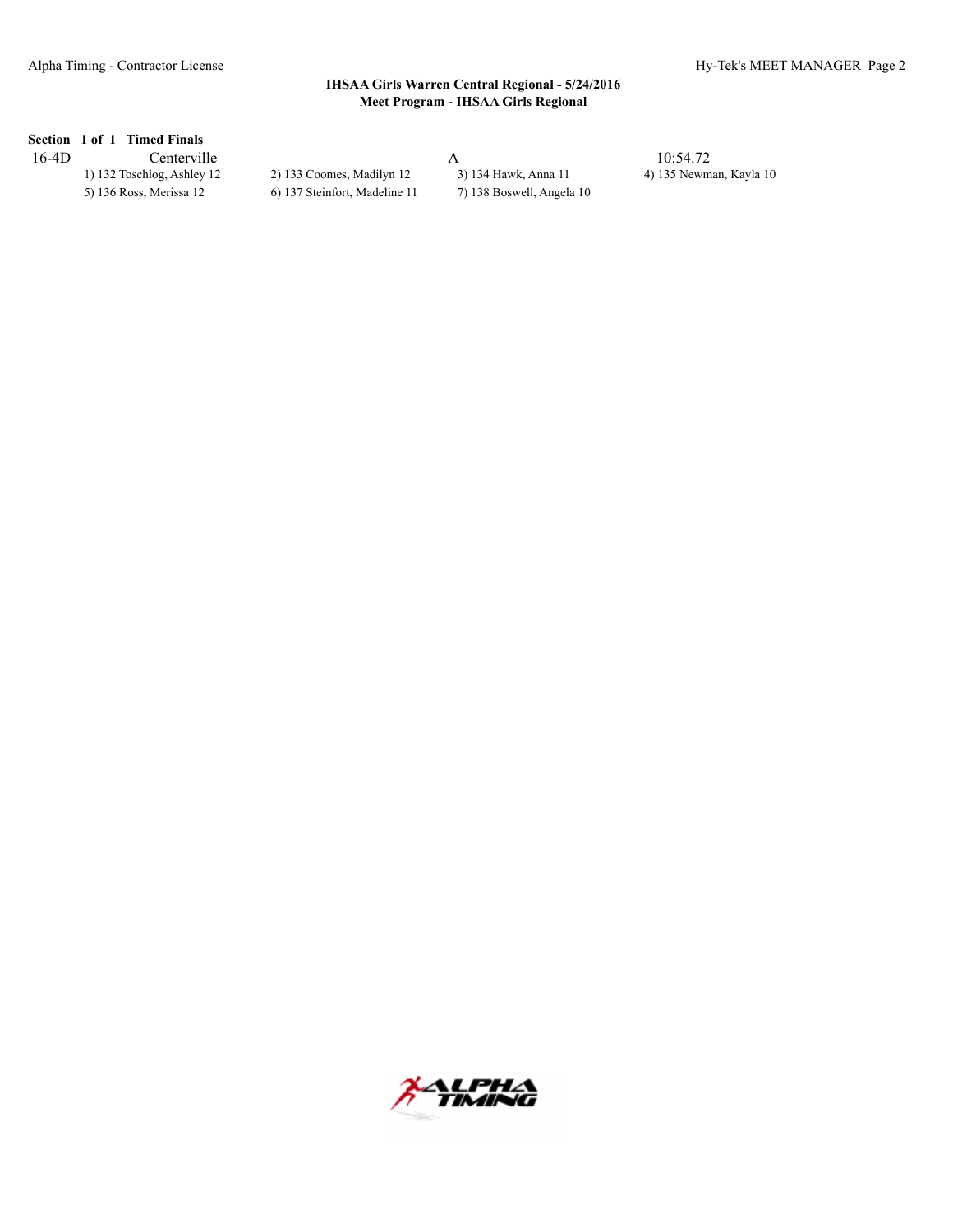**IHSAA Girls Warren Central Regional - 5/24/2016**
**Meet Program - IHSAA Girls Regional**

**Section 1 of 1 Timed Finals**

| 16-4D | Centerville | A | 10:54.72 |
|---|---|---|---|
| 1) 132 Toschlog, Ashley 12 | 2) 133 Coomes, Madilyn 12 | 3) 134 Hawk, Anna 11 | 4) 135 Newman, Kayla 10 |
| 5) 136 Ross, Merissa 12 | 6) 137 Steinfort, Madeline 11 | 7) 138 Boswell, Angela 10 | |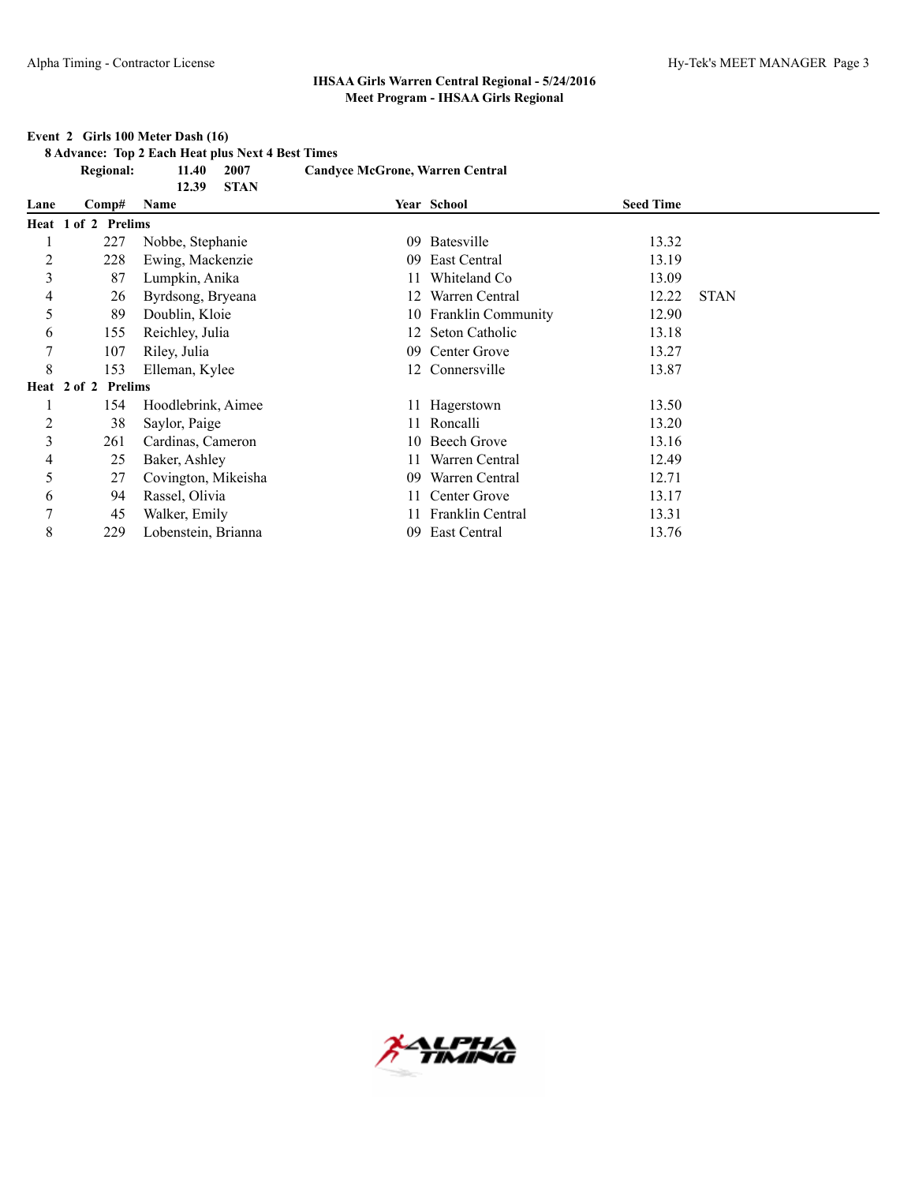**IHSAA Girls Warren Central Regional - 5/24/2016**
**Meet Program - IHSAA Girls Regional**

**Event 2 Girls 100 Meter Dash (16)**

**8 Advance: Top 2 Each Heat plus Next 4 Best Times**

| | | | | |
|---|---|---|---|---|
| **Regional:** | **11.40** | **2007** | **Candyce McGrone, Warren Central** |
| | **12.39** | **STAN** | |

| Lane | Comp# | Name | Year | School | Seed Time | |
|---|---|---|---|---|---|---|
| **Heat 1 of 2 Prelims** | | | | | | |
| 1 | 227 | Nobbe, Stephanie | 09 | Batesville | 13.32 | |
| 2 | 228 | Ewing, Mackenzie | 09 | East Central | 13.19 | |
| 3 | 87 | Lumpkin, Anika | 11 | Whiteland Co | 13.09 | |
| 4 | 26 | Byrdsong, Bryeana | 12 | Warren Central | 12.22 | STAN |
| 5 | 89 | Doublin, Kloie | 10 | Franklin Community | 12.90 | |
| 6 | 155 | Reichley, Julia | 12 | Seton Catholic | 13.18 | |
| 7 | 107 | Riley, Julia | 09 | Center Grove | 13.27 | |
| 8 | 153 | Elleman, Kylee | 12 | Connersville | 13.87 | |
| **Heat 2 of 2 Prelims** | | | | | | |
| 1 | 154 | Hoodlebrink, Aimee | 11 | Hagerstown | 13.50 | |
| 2 | 38 | Saylor, Paige | 11 | Roncalli | 13.20 | |
| 3 | 261 | Cardinas, Cameron | 10 | Beech Grove | 13.16 | |
| 4 | 25 | Baker, Ashley | 11 | Warren Central | 12.49 | |
| 5 | 27 | Covington, Mikeisha | 09 | Warren Central | 12.71 | |
| 6 | 94 | Rassel, Olivia | 11 | Center Grove | 13.17 | |
| 7 | 45 | Walker, Emily | 11 | Franklin Central | 13.31 | |
| 8 | 229 | Lobenstein, Brianna | 09 | East Central | 13.76 | |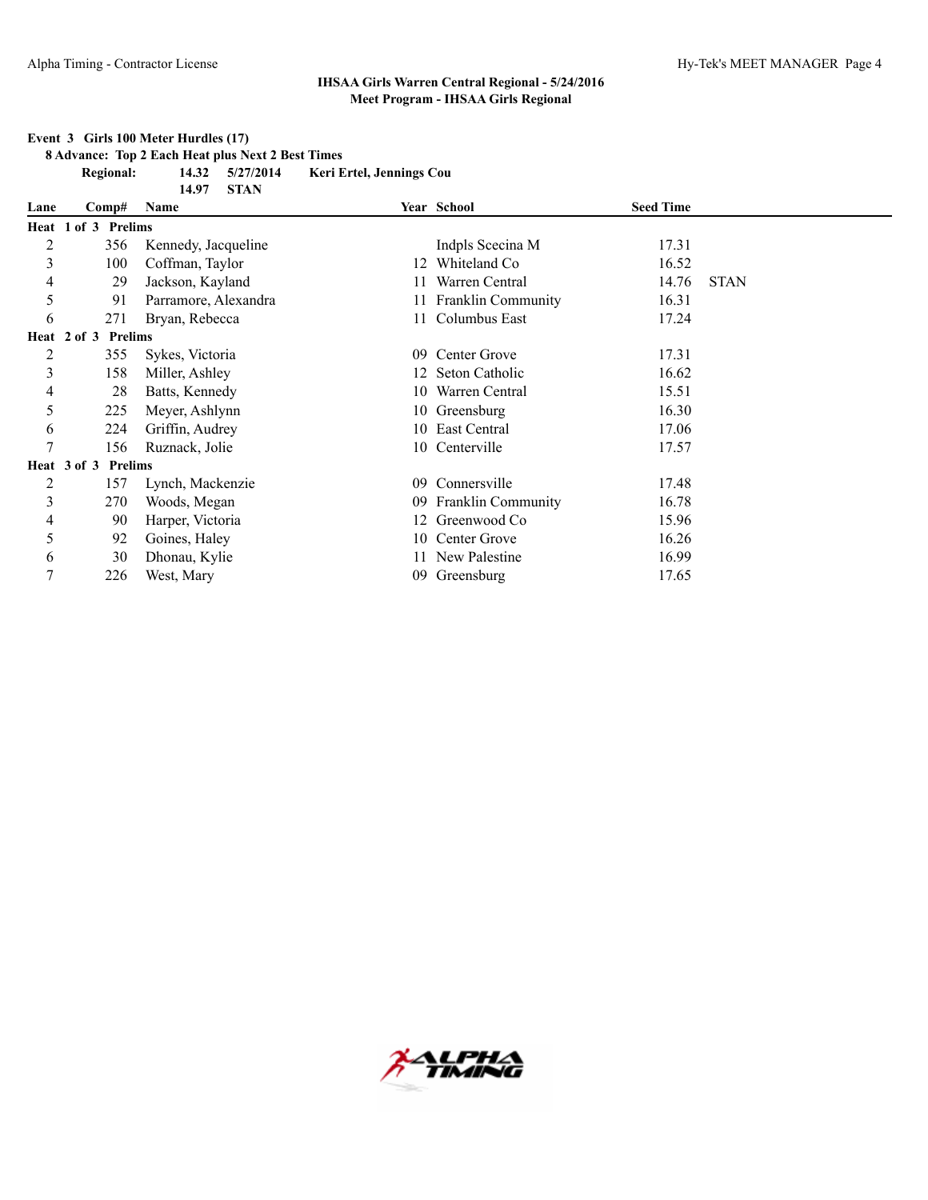## IHSAA Girls Warren Central Regional - 5/24/2016
## Meet Program - IHSAA Girls Regional

**Event 3 Girls 100 Meter Hurdles (17)**

**8 Advance: Top 2 Each Heat plus Next 2 Best Times**

**Regional: 14.32 5/27/2014 Keri Ertel, Jennings Cou**
**14.97 STAN**

| Lane | Comp# | Name | Year | School | Seed Time | |
|---|---|---|---|---|---|---|
| **Heat 1 of 3 Prelims** | | | | | | |
| 2 | 356 | Kennedy, Jacqueline | | Indpls Scecina M | 17.31 | |
| 3 | 100 | Coffman, Taylor | 12 | Whiteland Co | 16.52 | |
| 4 | 29 | Jackson, Kayland | 11 | Warren Central | 14.76 | STAN |
| 5 | 91 | Parramore, Alexandra | 11 | Franklin Community | 16.31 | |
| 6 | 271 | Bryan, Rebecca | 11 | Columbus East | 17.24 | |
| **Heat 2 of 3 Prelims** | | | | | | |
| 2 | 355 | Sykes, Victoria | 09 | Center Grove | 17.31 | |
| 3 | 158 | Miller, Ashley | 12 | Seton Catholic | 16.62 | |
| 4 | 28 | Batts, Kennedy | 10 | Warren Central | 15.51 | |
| 5 | 225 | Meyer, Ashlynn | 10 | Greensburg | 16.30 | |
| 6 | 224 | Griffin, Audrey | 10 | East Central | 17.06 | |
| 7 | 156 | Ruznack, Jolie | 10 | Centerville | 17.57 | |
| **Heat 3 of 3 Prelims** | | | | | | |
| 2 | 157 | Lynch, Mackenzie | 09 | Connersville | 17.48 | |
| 3 | 270 | Woods, Megan | 09 | Franklin Community | 16.78 | |
| 4 | 90 | Harper, Victoria | 12 | Greenwood Co | 15.96 | |
| 5 | 92 | Goines, Haley | 10 | Center Grove | 16.26 | |
| 6 | 30 | Dhonau, Kylie | 11 | New Palestine | 16.99 | |
| 7 | 226 | West, Mary | 09 | Greensburg | 17.65 | |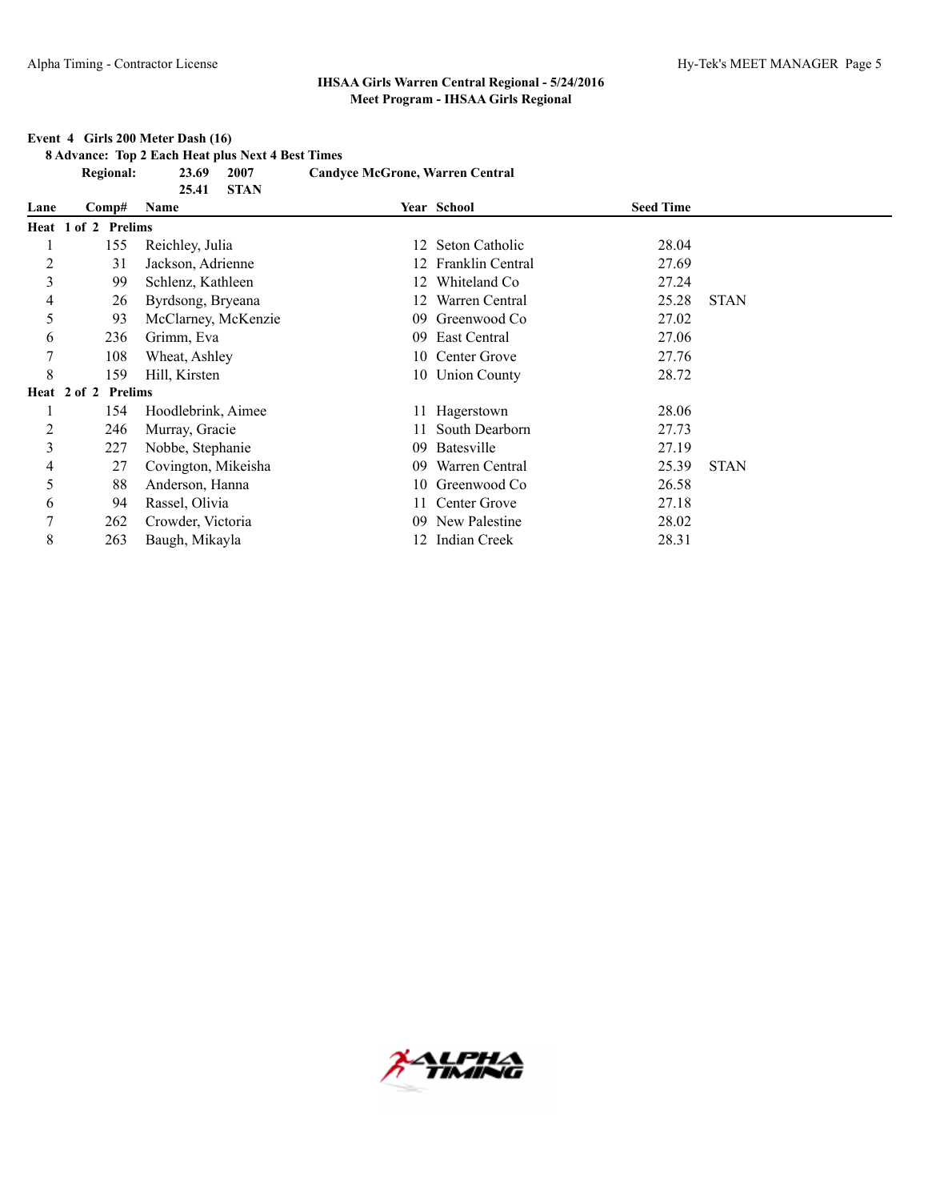**IHSAA Girls Warren Central Regional - 5/24/2016**
**Meet Program - IHSAA Girls Regional**

**Event 4 Girls 200 Meter Dash (16)**

**8 Advance: Top 2 Each Heat plus Next 4 Best Times**

**Regional: 23.69 2007 Candyce McGrone, Warren Central**
**25.41 STAN**

| Lane | Comp# | Name | Year | School | Seed Time | |
|---|---|---|---|---|---|---|
| **Heat 1 of 2 Prelims** | | | | | | |
| 1 | 155 | Reichley, Julia | 12 | Seton Catholic | 28.04 | |
| 2 | 31 | Jackson, Adrienne | 12 | Franklin Central | 27.69 | |
| 3 | 99 | Schlenz, Kathleen | 12 | Whiteland Co | 27.24 | |
| 4 | 26 | Byrdsong, Bryeana | 12 | Warren Central | 25.28 | STAN |
| 5 | 93 | McClarney, McKenzie | 09 | Greenwood Co | 27.02 | |
| 6 | 236 | Grimm, Eva | 09 | East Central | 27.06 | |
| 7 | 108 | Wheat, Ashley | 10 | Center Grove | 27.76 | |
| 8 | 159 | Hill, Kirsten | 10 | Union County | 28.72 | |
| **Heat 2 of 2 Prelims** | | | | | | |
| 1 | 154 | Hoodlebrink, Aimee | 11 | Hagerstown | 28.06 | |
| 2 | 246 | Murray, Gracie | 11 | South Dearborn | 27.73 | |
| 3 | 227 | Nobbe, Stephanie | 09 | Batesville | 27.19 | |
| 4 | 27 | Covington, Mikeisha | 09 | Warren Central | 25.39 | STAN |
| 5 | 88 | Anderson, Hanna | 10 | Greenwood Co | 26.58 | |
| 6 | 94 | Rassel, Olivia | 11 | Center Grove | 27.18 | |
| 7 | 262 | Crowder, Victoria | 09 | New Palestine | 28.02 | |
| 8 | 263 | Baugh, Mikayla | 12 | Indian Creek | 28.31 | |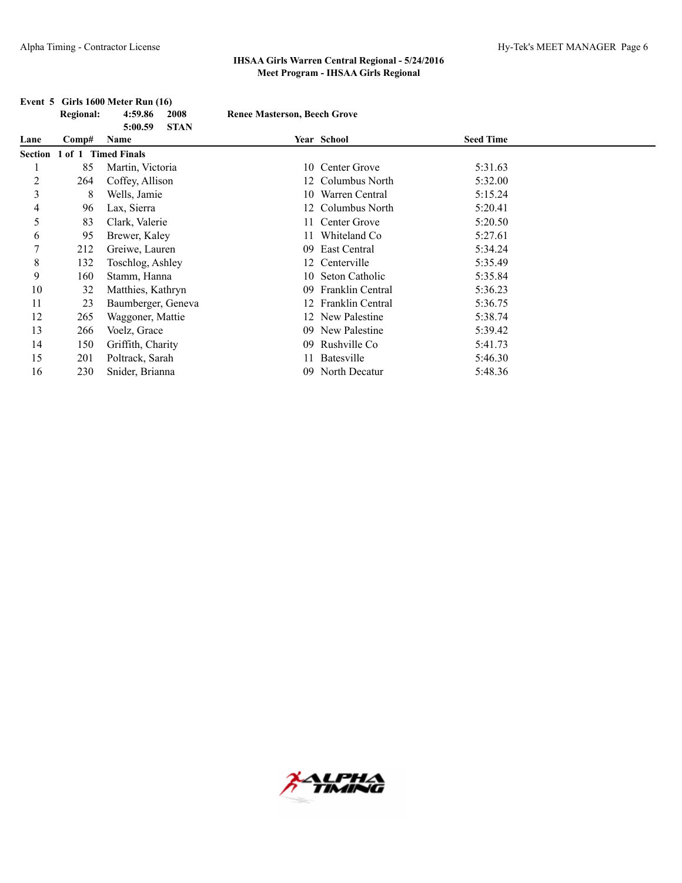**IHSAA Girls Warren Central Regional - 5/24/2016**
**Meet Program - IHSAA Girls Regional**

**Event 5 Girls 1600 Meter Run (16)**

| | | | |
|---|---|---|---|
| **Regional:** | **4:59.86** | **2008** | **Renee Masterson, Beech Grove** |
| | **5:00.59** | **STAN** | |

| Lane | Comp# | Name | Year | School | Seed Time |
|---|---|---|---|---|---|
| **Section 1 of 1 Timed Finals** | | | | | |
| 1 | 85 | Martin, Victoria | 10 | Center Grove | 5:31.63 |
| 2 | 264 | Coffey, Allison | 12 | Columbus North | 5:32.00 |
| 3 | 8 | Wells, Jamie | 10 | Warren Central | 5:15.24 |
| 4 | 96 | Lax, Sierra | 12 | Columbus North | 5:20.41 |
| 5 | 83 | Clark, Valerie | 11 | Center Grove | 5:20.50 |
| 6 | 95 | Brewer, Kaley | 11 | Whiteland Co | 5:27.61 |
| 7 | 212 | Greiwe, Lauren | 09 | East Central | 5:34.24 |
| 8 | 132 | Toschlog, Ashley | 12 | Centerville | 5:35.49 |
| 9 | 160 | Stamm, Hanna | 10 | Seton Catholic | 5:35.84 |
| 10 | 32 | Matthies, Kathryn | 09 | Franklin Central | 5:36.23 |
| 11 | 23 | Baumberger, Geneva | 12 | Franklin Central | 5:36.75 |
| 12 | 265 | Waggoner, Mattie | 12 | New Palestine | 5:38.74 |
| 13 | 266 | Voelz, Grace | 09 | New Palestine | 5:39.42 |
| 14 | 150 | Griffith, Charity | 09 | Rushville Co | 5:41.73 |
| 15 | 201 | Poltrack, Sarah | 11 | Batesville | 5:46.30 |
| 16 | 230 | Snider, Brianna | 09 | North Decatur | 5:48.36 |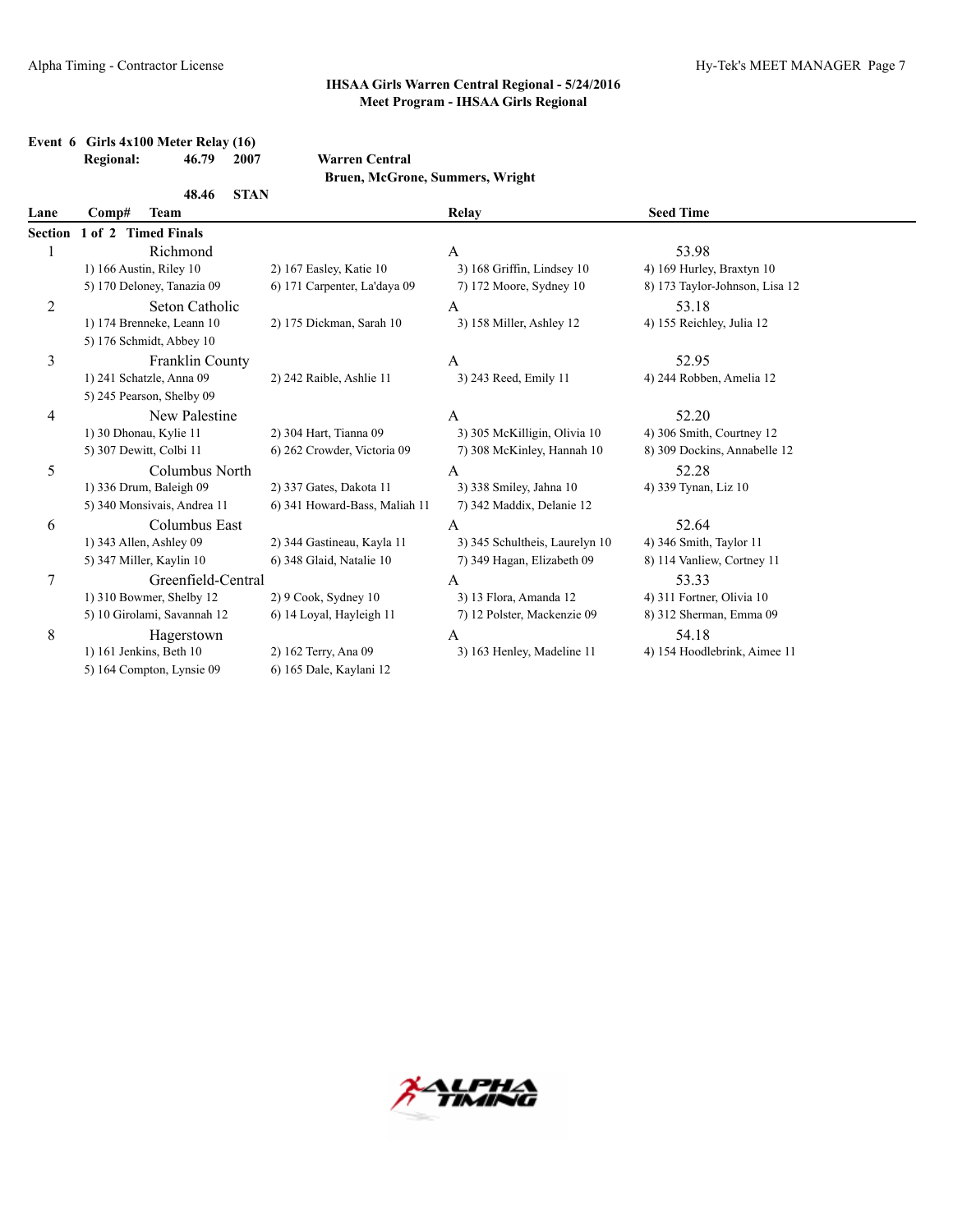**IHSAA Girls Warren Central Regional - 5/24/2016**
**Meet Program - IHSAA Girls Regional**

**Event 6 Girls 4x100 Meter Relay (16)**

**Regional: 46.79 2007 Warren Central**
**Bruen, McGrone, Summers, Wright**
**48.46 STAN**

| Lane | Comp# Team | | Relay | Seed Time |
|---|---|---|---|---|
| **Section 1 of 2 Timed Finals** | | | | |
| 1 | Richmond | | A | 53.98 |
| | 1) 166 Austin, Riley 10 | 2) 167 Easley, Katie 10 | 3) 168 Griffin, Lindsey 10 | 4) 169 Hurley, Braxtyn 10 |
| | 5) 170 Deloney, Tanazia 09 | 6) 171 Carpenter, La'daya 09 | 7) 172 Moore, Sydney 10 | 8) 173 Taylor-Johnson, Lisa 12 |
| 2 | Seton Catholic | | A | 53.18 |
| | 1) 174 Brenneke, Leann 10 | 2) 175 Dickman, Sarah 10 | 3) 158 Miller, Ashley 12 | 4) 155 Reichley, Julia 12 |
| | 5) 176 Schmidt, Abbey 10 | | | |
| 3 | Franklin County | | A | 52.95 |
| | 1) 241 Schatzle, Anna 09 | 2) 242 Raible, Ashlie 11 | 3) 243 Reed, Emily 11 | 4) 244 Robben, Amelia 12 |
| | 5) 245 Pearson, Shelby 09 | | | |
| 4 | New Palestine | | A | 52.20 |
| | 1) 30 Dhonau, Kylie 11 | 2) 304 Hart, Tianna 09 | 3) 305 McKilligin, Olivia 10 | 4) 306 Smith, Courtney 12 |
| | 5) 307 Dewitt, Colbi 11 | 6) 262 Crowder, Victoria 09 | 7) 308 McKinley, Hannah 10 | 8) 309 Dockins, Annabelle 12 |
| 5 | Columbus North | | A | 52.28 |
| | 1) 336 Drum, Baleigh 09 | 2) 337 Gates, Dakota 11 | 3) 338 Smiley, Jahna 10 | 4) 339 Tynan, Liz 10 |
| | 5) 340 Monsivais, Andrea 11 | 6) 341 Howard-Bass, Maliah 11 | 7) 342 Maddix, Delanie 12 | |
| 6 | Columbus East | | A | 52.64 |
| | 1) 343 Allen, Ashley 09 | 2) 344 Gastineau, Kayla 11 | 3) 345 Schultheis, Laurelyn 10 | 4) 346 Smith, Taylor 11 |
| | 5) 347 Miller, Kaylin 10 | 6) 348 Glaid, Natalie 10 | 7) 349 Hagan, Elizabeth 09 | 8) 114 Vanliew, Cortney 11 |
| 7 | Greenfield-Central | | A | 53.33 |
| | 1) 310 Bowmer, Shelby 12 | 2) 9 Cook, Sydney 10 | 3) 13 Flora, Amanda 12 | 4) 311 Fortner, Olivia 10 |
| | 5) 10 Girolami, Savannah 12 | 6) 14 Loyal, Hayleigh 11 | 7) 12 Polster, Mackenzie 09 | 8) 312 Sherman, Emma 09 |
| 8 | Hagerstown | | A | 54.18 |
| | 1) 161 Jenkins, Beth 10 | 2) 162 Terry, Ana 09 | 3) 163 Henley, Madeline 11 | 4) 154 Hoodlebrink, Aimee 11 |
| | 5) 164 Compton, Lynsie 09 | 6) 165 Dale, Kaylani 12 | | |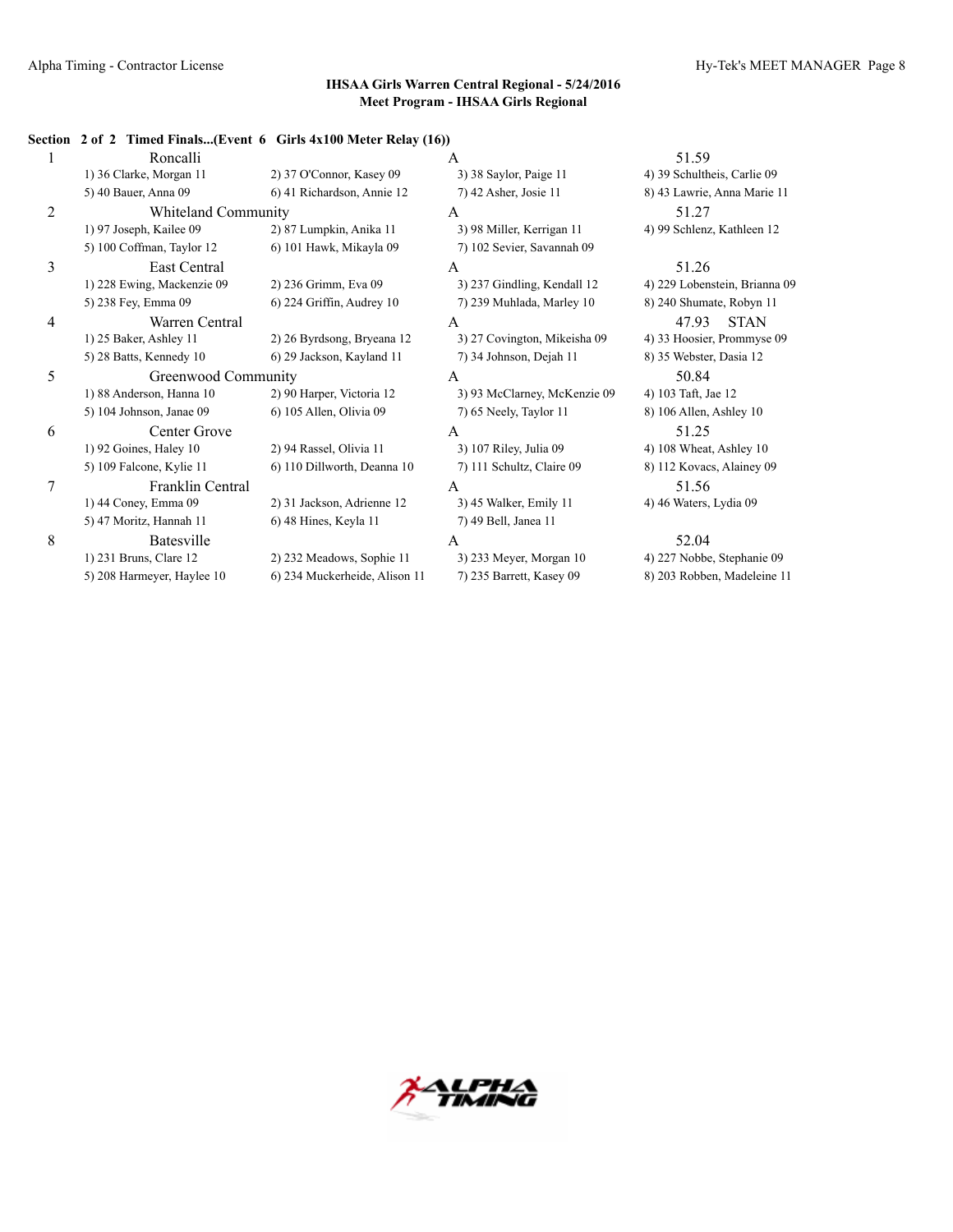## IHSAA Girls Warren Central Regional - 5/24/2016
### Meet Program - IHSAA Girls Regional

**Section 2 of 2 Timed Finals...(Event 6 Girls 4x100 Meter Relay (16))**

| Lane | Team | Relay | Seed Time |
|---|---|---|---|
| 1 | Roncalli | A | 51.59 |
| | 1) 36 Clarke, Morgan 11 | 2) 37 O'Connor, Kasey 09 | 3) 38 Saylor, Paige 11 | 4) 39 Schultheis, Carlie 09 |
| | 5) 40 Bauer, Anna 09 | 6) 41 Richardson, Annie 12 | 7) 42 Asher, Josie 11 | 8) 43 Lawrie, Anna Marie 11 |
| 2 | Whiteland Community | A | 51.27 |
| | 1) 97 Joseph, Kailee 09 | 2) 87 Lumpkin, Anika 11 | 3) 98 Miller, Kerrigan 11 | 4) 99 Schlenz, Kathleen 12 |
| | 5) 100 Coffman, Taylor 12 | 6) 101 Hawk, Mikayla 09 | 7) 102 Sevier, Savannah 09 | |
| 3 | East Central | A | 51.26 |
| | 1) 228 Ewing, Mackenzie 09 | 2) 236 Grimm, Eva 09 | 3) 237 Gindling, Kendall 12 | 4) 229 Lobenstein, Brianna 09 |
| | 5) 238 Fey, Emma 09 | 6) 224 Griffin, Audrey 10 | 7) 239 Muhlada, Marley 10 | 8) 240 Shumate, Robyn 11 |
| 4 | Warren Central | A | 47.93 STAN |
| | 1) 25 Baker, Ashley 11 | 2) 26 Byrdsong, Bryeana 12 | 3) 27 Covington, Mikeisha 09 | 4) 33 Hoosier, Prommyse 09 |
| | 5) 28 Batts, Kennedy 10 | 6) 29 Jackson, Kayland 11 | 7) 34 Johnson, Dejah 11 | 8) 35 Webster, Dasia 12 |
| 5 | Greenwood Community | A | 50.84 |
| | 1) 88 Anderson, Hanna 10 | 2) 90 Harper, Victoria 12 | 3) 93 McClarney, McKenzie 09 | 4) 103 Taft, Jae 12 |
| | 5) 104 Johnson, Janae 09 | 6) 105 Allen, Olivia 09 | 7) 65 Neely, Taylor 11 | 8) 106 Allen, Ashley 10 |
| 6 | Center Grove | A | 51.25 |
| | 1) 92 Goines, Haley 10 | 2) 94 Rassel, Olivia 11 | 3) 107 Riley, Julia 09 | 4) 108 Wheat, Ashley 10 |
| | 5) 109 Falcone, Kylie 11 | 6) 110 Dillworth, Deanna 10 | 7) 111 Schultz, Claire 09 | 8) 112 Kovacs, Alainey 09 |
| 7 | Franklin Central | A | 51.56 |
| | 1) 44 Coney, Emma 09 | 2) 31 Jackson, Adrienne 12 | 3) 45 Walker, Emily 11 | 4) 46 Waters, Lydia 09 |
| | 5) 47 Moritz, Hannah 11 | 6) 48 Hines, Keyla 11 | 7) 49 Bell, Janea 11 | |
| 8 | Batesville | A | 52.04 |
| | 1) 231 Bruns, Clare 12 | 2) 232 Meadows, Sophie 11 | 3) 233 Meyer, Morgan 10 | 4) 227 Nobbe, Stephanie 09 |
| | 5) 208 Harmeyer, Haylee 10 | 6) 234 Muckerheide, Alison 11 | 7) 235 Barrett, Kasey 09 | 8) 203 Robben, Madeleine 11 |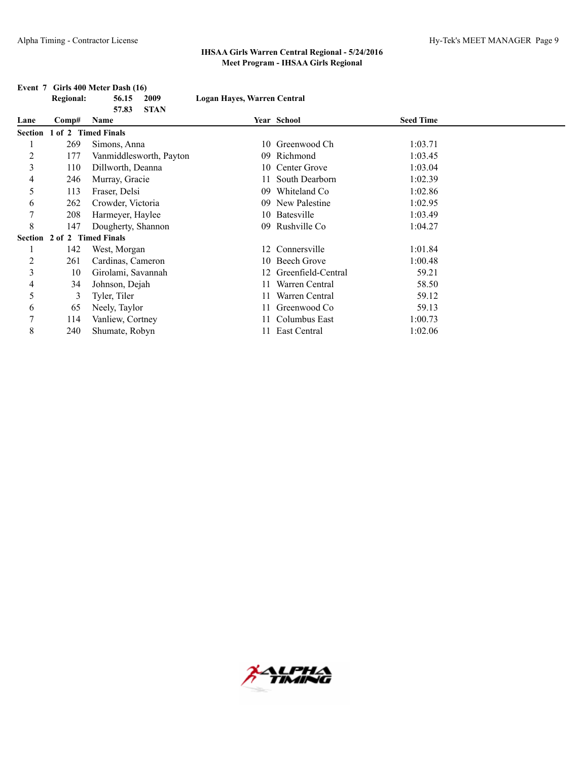**IHSAA Girls Warren Central Regional - 5/24/2016**
**Meet Program - IHSAA Girls Regional**

**Event 7 Girls 400 Meter Dash (16)**

**Regional:** 56.15 2009 **Logan Hayes, Warren Central**
57.83 **STAN**

| Lane | Comp# | Name | Year | School | Seed Time |
|---|---|---|---|---|---|
| **Section 1 of 2 Timed Finals** | | | | | |
| 1 | 269 | Simons, Anna | 10 | Greenwood Ch | 1:03.71 |
| 2 | 177 | Vanmiddlesworth, Payton | 09 | Richmond | 1:03.45 |
| 3 | 110 | Dillworth, Deanna | 10 | Center Grove | 1:03.04 |
| 4 | 246 | Murray, Gracie | 11 | South Dearborn | 1:02.39 |
| 5 | 113 | Fraser, Delsi | 09 | Whiteland Co | 1:02.86 |
| 6 | 262 | Crowder, Victoria | 09 | New Palestine | 1:02.95 |
| 7 | 208 | Harmeyer, Haylee | 10 | Batesville | 1:03.49 |
| 8 | 147 | Dougherty, Shannon | 09 | Rushville Co | 1:04.27 |
| **Section 2 of 2 Timed Finals** | | | | | |
| 1 | 142 | West, Morgan | 12 | Connersville | 1:01.84 |
| 2 | 261 | Cardinas, Cameron | 10 | Beech Grove | 1:00.48 |
| 3 | 10 | Girolami, Savannah | 12 | Greenfield-Central | 59.21 |
| 4 | 34 | Johnson, Dejah | 11 | Warren Central | 58.50 |
| 5 | 3 | Tyler, Tiler | 11 | Warren Central | 59.12 |
| 6 | 65 | Neely, Taylor | 11 | Greenwood Co | 59.13 |
| 7 | 114 | Vanliew, Cortney | 11 | Columbus East | 1:00.73 |
| 8 | 240 | Shumate, Robyn | 11 | East Central | 1:02.06 |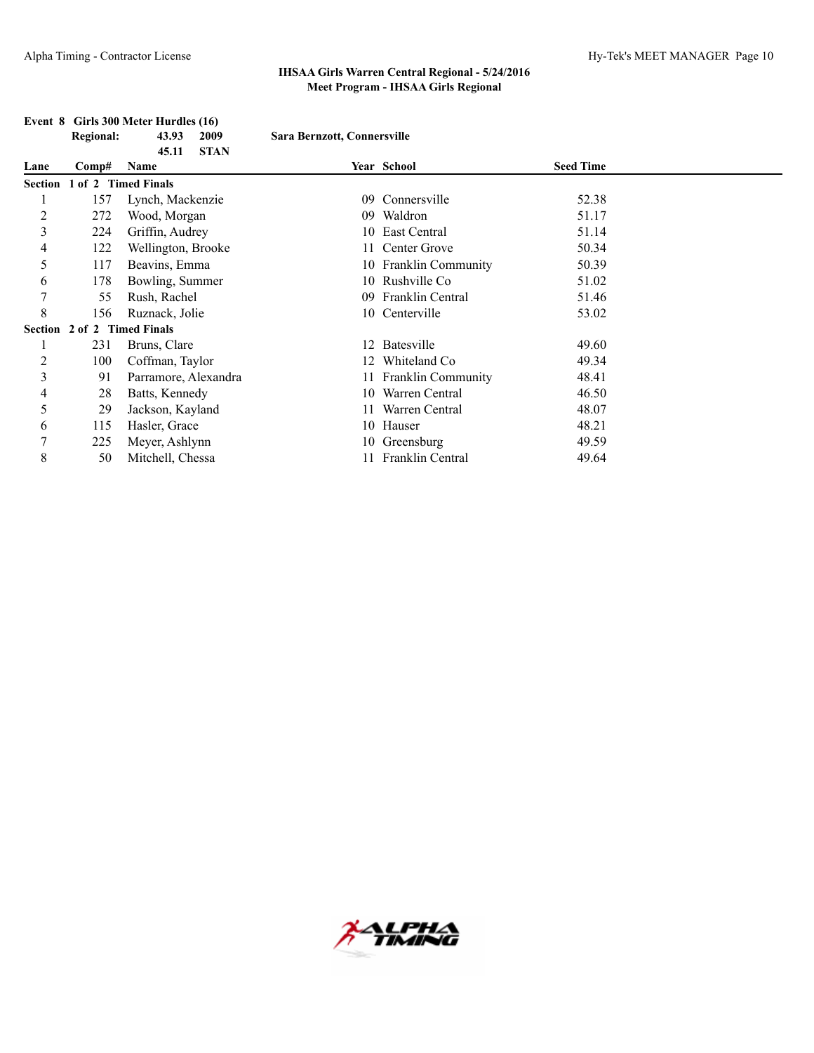## IHSAA Girls Warren Central Regional - 5/24/2016
### Meet Program - IHSAA Girls Regional

**Event 8 Girls 300 Meter Hurdles (16)**

**Regional:** 43.93 2009 **Sara Bernzott, Connersville**
45.11 **STAN**

| Lane | Comp# | Name | Year | School | Seed Time |
|---|---|---|---|---|---|
| **Section 1 of 2 Timed Finals** | | | | | |
| 1 | 157 | Lynch, Mackenzie | 09 | Connersville | 52.38 |
| 2 | 272 | Wood, Morgan | 09 | Waldron | 51.17 |
| 3 | 224 | Griffin, Audrey | 10 | East Central | 51.14 |
| 4 | 122 | Wellington, Brooke | 11 | Center Grove | 50.34 |
| 5 | 117 | Beavins, Emma | 10 | Franklin Community | 50.39 |
| 6 | 178 | Bowling, Summer | 10 | Rushville Co | 51.02 |
| 7 | 55 | Rush, Rachel | 09 | Franklin Central | 51.46 |
| 8 | 156 | Ruznack, Jolie | 10 | Centerville | 53.02 |
| **Section 2 of 2 Timed Finals** | | | | | |
| 1 | 231 | Bruns, Clare | 12 | Batesville | 49.60 |
| 2 | 100 | Coffman, Taylor | 12 | Whiteland Co | 49.34 |
| 3 | 91 | Parramore, Alexandra | 11 | Franklin Community | 48.41 |
| 4 | 28 | Batts, Kennedy | 10 | Warren Central | 46.50 |
| 5 | 29 | Jackson, Kayland | 11 | Warren Central | 48.07 |
| 6 | 115 | Hasler, Grace | 10 | Hauser | 48.21 |
| 7 | 225 | Meyer, Ashlynn | 10 | Greensburg | 49.59 |
| 8 | 50 | Mitchell, Chessa | 11 | Franklin Central | 49.64 |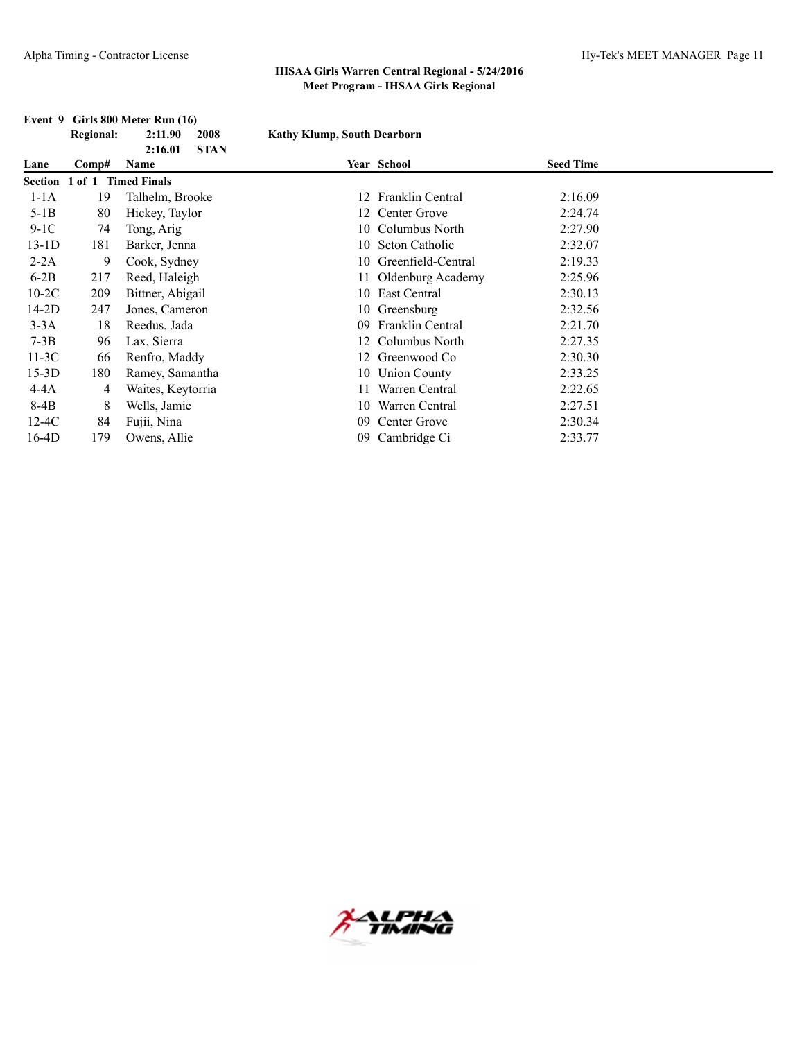**IHSAA Girls Warren Central Regional - 5/24/2016**
**Meet Program - IHSAA Girls Regional**

**Event 9 Girls 800 Meter Run (16)**

**Regional: 2:11.90 2008 Kathy Klump, South Dearborn**
**2:16.01 STAN**

| Lane | Comp# | Name | Year | School | Seed Time |
|---|---|---|---|---|---|
| **Section 1 of 1 Timed Finals** | | | | | |
| 1-1A | 19 | Talhelm, Brooke | 12 | Franklin Central | 2:16.09 |
| 5-1B | 80 | Hickey, Taylor | 12 | Center Grove | 2:24.74 |
| 9-1C | 74 | Tong, Arig | 10 | Columbus North | 2:27.90 |
| 13-1D | 181 | Barker, Jenna | 10 | Seton Catholic | 2:32.07 |
| 2-2A | 9 | Cook, Sydney | 10 | Greenfield-Central | 2:19.33 |
| 6-2B | 217 | Reed, Haleigh | 11 | Oldenburg Academy | 2:25.96 |
| 10-2C | 209 | Bittner, Abigail | 10 | East Central | 2:30.13 |
| 14-2D | 247 | Jones, Cameron | 10 | Greensburg | 2:32.56 |
| 3-3A | 18 | Reedus, Jada | 09 | Franklin Central | 2:21.70 |
| 7-3B | 96 | Lax, Sierra | 12 | Columbus North | 2:27.35 |
| 11-3C | 66 | Renfro, Maddy | 12 | Greenwood Co | 2:30.30 |
| 15-3D | 180 | Ramey, Samantha | 10 | Union County | 2:33.25 |
| 4-4A | 4 | Waites, Keytorria | 11 | Warren Central | 2:22.65 |
| 8-4B | 8 | Wells, Jamie | 10 | Warren Central | 2:27.51 |
| 12-4C | 84 | Fujii, Nina | 09 | Center Grove | 2:30.34 |
| 16-4D | 179 | Owens, Allie | 09 | Cambridge Ci | 2:33.77 |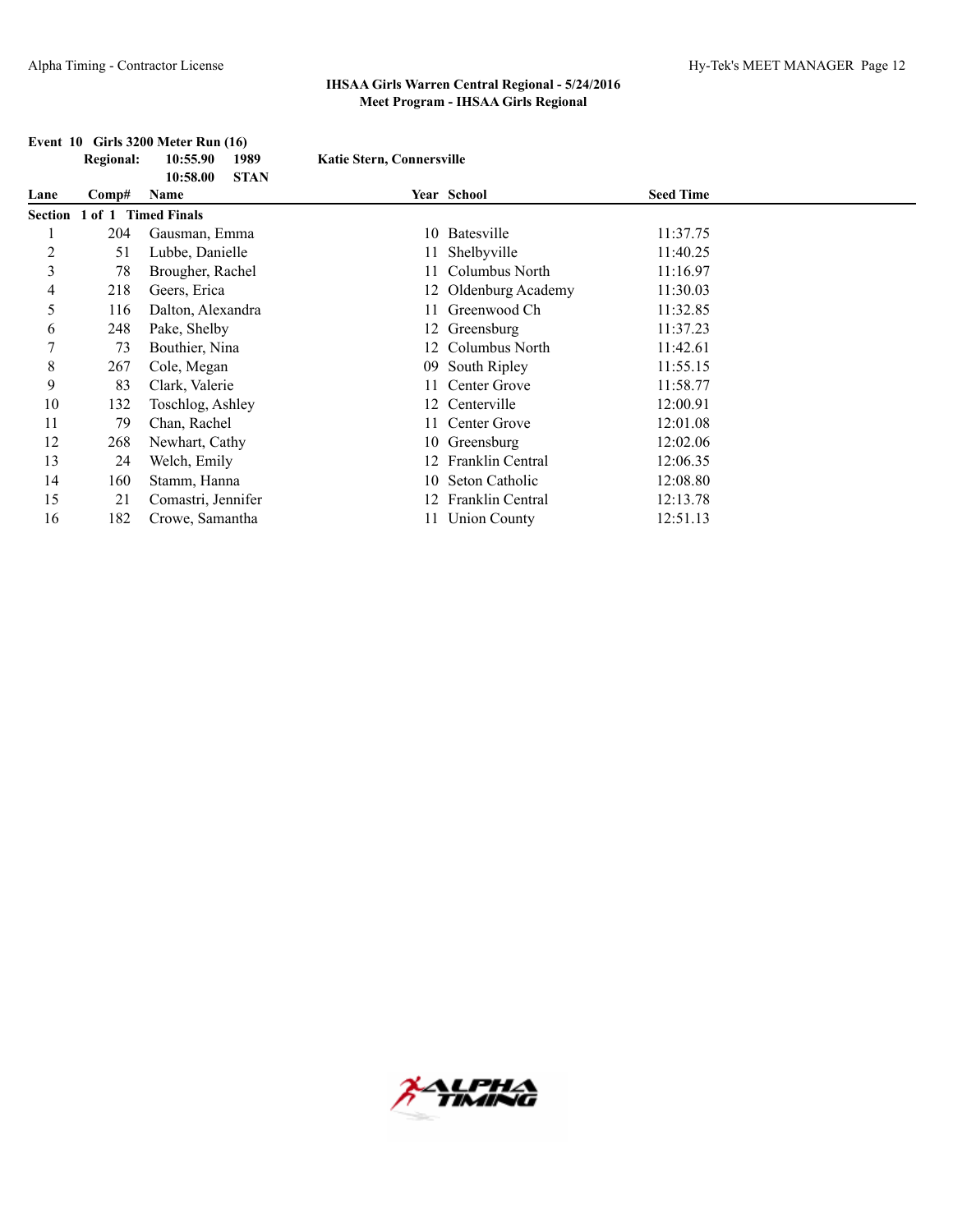**IHSAA Girls Warren Central Regional - 5/24/2016**
**Meet Program - IHSAA Girls Regional**

**Event 10 Girls 3200 Meter Run (16)**

| | | | |
|---|---|---|---|
| **Regional:** | **10:55.90** | **1989** | **Katie Stern, Connersville** |
| | **10:58.00** | **STAN** | |

| Lane | Comp# | Name | Year | School | Seed Time |
|---|---|---|---|---|---|
| **Section 1 of 1 Timed Finals** | | | | | |
| 1 | 204 | Gausman, Emma | 10 | Batesville | 11:37.75 |
| 2 | 51 | Lubbe, Danielle | 11 | Shelbyville | 11:40.25 |
| 3 | 78 | Brougher, Rachel | 11 | Columbus North | 11:16.97 |
| 4 | 218 | Geers, Erica | 12 | Oldenburg Academy | 11:30.03 |
| 5 | 116 | Dalton, Alexandra | 11 | Greenwood Ch | 11:32.85 |
| 6 | 248 | Pake, Shelby | 12 | Greensburg | 11:37.23 |
| 7 | 73 | Bouthier, Nina | 12 | Columbus North | 11:42.61 |
| 8 | 267 | Cole, Megan | 09 | South Ripley | 11:55.15 |
| 9 | 83 | Clark, Valerie | 11 | Center Grove | 11:58.77 |
| 10 | 132 | Toschlog, Ashley | 12 | Centerville | 12:00.91 |
| 11 | 79 | Chan, Rachel | 11 | Center Grove | 12:01.08 |
| 12 | 268 | Newhart, Cathy | 10 | Greensburg | 12:02.06 |
| 13 | 24 | Welch, Emily | 12 | Franklin Central | 12:06.35 |
| 14 | 160 | Stamm, Hanna | 10 | Seton Catholic | 12:08.80 |
| 15 | 21 | Comastri, Jennifer | 12 | Franklin Central | 12:13.78 |
| 16 | 182 | Crowe, Samantha | 11 | Union County | 12:51.13 |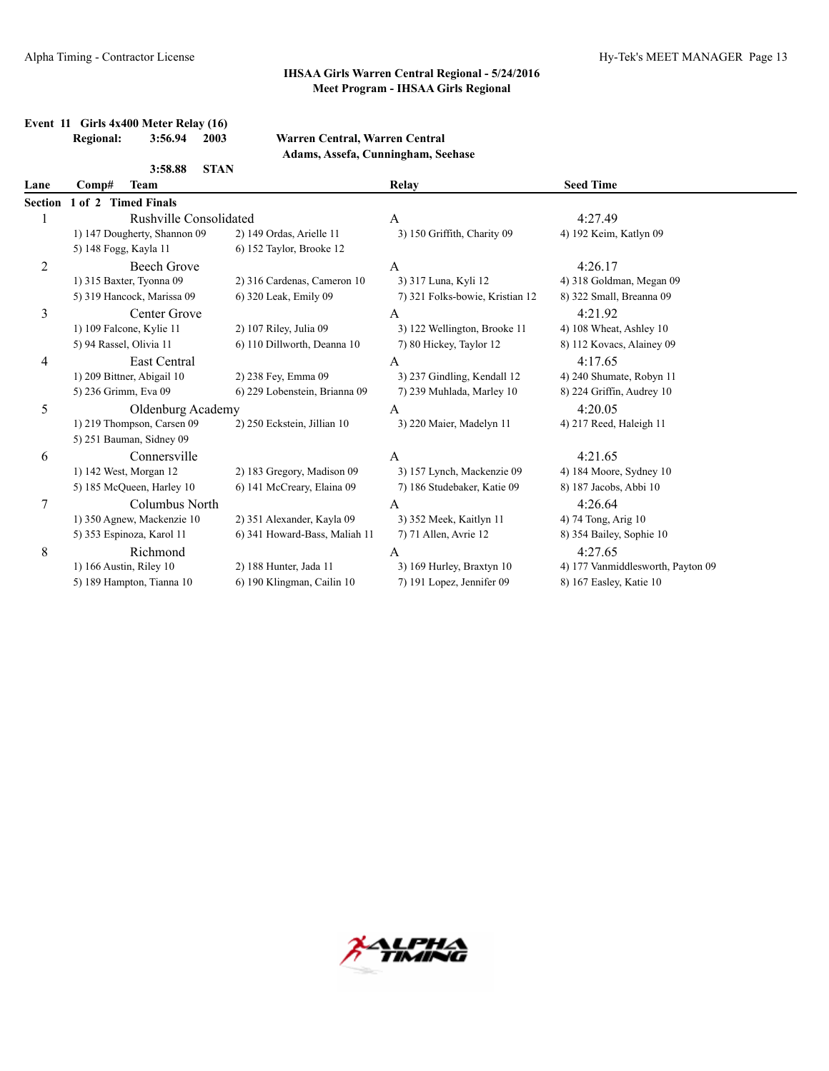**IHSAA Girls Warren Central Regional - 5/24/2016**
**Meet Program - IHSAA Girls Regional**

### Event 11 Girls 4x400 Meter Relay (16)

**Regional:** 3:56.94 2003 Warren Central, Warren Central
Adams, Assefa, Cunningham, Seehase

3:58.88 STAN

**Section 1 of 2 Timed Finals**

| Lane | Comp# | Team | Relay | Seed Time |
|---|---|---|---|---|
| 1 | | Rushville Consolidated | A | 4:27.49 |
| | 1) 147 Dougherty, Shannon 09 | 2) 149 Ordas, Arielle 11 | 3) 150 Griffith, Charity 09 | 4) 192 Keim, Katlyn 09 |
| | 5) 148 Fogg, Kayla 11 | 6) 152 Taylor, Brooke 12 | | |
| 2 | | Beech Grove | A | 4:26.17 |
| | 1) 315 Baxter, Tyonna 09 | 2) 316 Cardenas, Cameron 10 | 3) 317 Luna, Kyli 12 | 4) 318 Goldman, Megan 09 |
| | 5) 319 Hancock, Marissa 09 | 6) 320 Leak, Emily 09 | 7) 321 Folks-bowie, Kristian 12 | 8) 322 Small, Breanna 09 |
| 3 | | Center Grove | A | 4:21.92 |
| | 1) 109 Falcone, Kylie 11 | 2) 107 Riley, Julia 09 | 3) 122 Wellington, Brooke 11 | 4) 108 Wheat, Ashley 10 |
| | 5) 94 Rassel, Olivia 11 | 6) 110 Dillworth, Deanna 10 | 7) 80 Hickey, Taylor 12 | 8) 112 Kovacs, Alainey 09 |
| 4 | | East Central | A | 4:17.65 |
| | 1) 209 Bittner, Abigail 10 | 2) 238 Fey, Emma 09 | 3) 237 Gindling, Kendall 12 | 4) 240 Shumate, Robyn 11 |
| | 5) 236 Grimm, Eva 09 | 6) 229 Lobenstein, Brianna 09 | 7) 239 Muhlada, Marley 10 | 8) 224 Griffin, Audrey 10 |
| 5 | | Oldenburg Academy | A | 4:20.05 |
| | 1) 219 Thompson, Carsen 09 | 2) 250 Eckstein, Jillian 10 | 3) 220 Maier, Madelyn 11 | 4) 217 Reed, Haleigh 11 |
| | 5) 251 Bauman, Sidney 09 | | | |
| 6 | | Connersville | A | 4:21.65 |
| | 1) 142 West, Morgan 12 | 2) 183 Gregory, Madison 09 | 3) 157 Lynch, Mackenzie 09 | 4) 184 Moore, Sydney 10 |
| | 5) 185 McQueen, Harley 10 | 6) 141 McCreary, Elaina 09 | 7) 186 Studebaker, Katie 09 | 8) 187 Jacobs, Abbi 10 |
| 7 | | Columbus North | A | 4:26.64 |
| | 1) 350 Agnew, Mackenzie 10 | 2) 351 Alexander, Kayla 09 | 3) 352 Meek, Kaitlyn 11 | 4) 74 Tong, Arig 10 |
| | 5) 353 Espinoza, Karol 11 | 6) 341 Howard-Bass, Maliah 11 | 7) 71 Allen, Avrie 12 | 8) 354 Bailey, Sophie 10 |
| 8 | | Richmond | A | 4:27.65 |
| | 1) 166 Austin, Riley 10 | 2) 188 Hunter, Jada 11 | 3) 169 Hurley, Braxtyn 10 | 4) 177 Vanmiddlesworth, Payton 09 |
| | 5) 189 Hampton, Tianna 10 | 6) 190 Klingman, Cailin 10 | 7) 191 Lopez, Jennifer 09 | 8) 167 Easley, Katie 10 |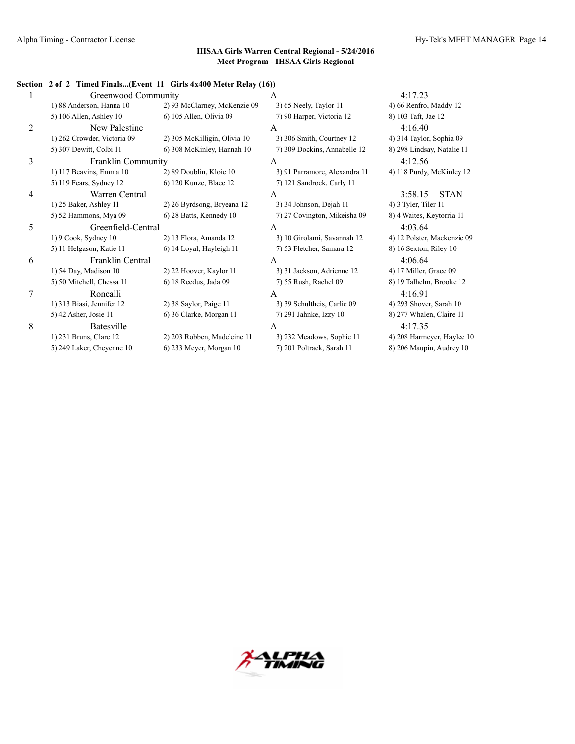**IHSAA Girls Warren Central Regional - 5/24/2016**
**Meet Program - IHSAA Girls Regional**

**Section 2 of 2 Timed Finals...(Event 11 Girls 4x400 Meter Relay (16))**

| Lane | Team | Relay | Seed Time |
|---|---|---|---|
| 1 | Greenwood Community | A | 4:17.23 |
| | 1) 88 Anderson, Hanna 10 | 2) 93 McClarney, McKenzie 09 | 3) 65 Neely, Taylor 11 | 4) 66 Renfro, Maddy 12 |
| | 5) 106 Allen, Ashley 10 | 6) 105 Allen, Olivia 09 | 7) 90 Harper, Victoria 12 | 8) 103 Taft, Jae 12 |
| 2 | New Palestine | A | 4:16.40 |
| | 1) 262 Crowder, Victoria 09 | 2) 305 McKilligin, Olivia 10 | 3) 306 Smith, Courtney 12 | 4) 314 Taylor, Sophia 09 |
| | 5) 307 Dewitt, Colbi 11 | 6) 308 McKinley, Hannah 10 | 7) 309 Dockins, Annabelle 12 | 8) 298 Lindsay, Natalie 11 |
| 3 | Franklin Community | A | 4:12.56 |
| | 1) 117 Beavins, Emma 10 | 2) 89 Doublin, Kloie 10 | 3) 91 Parramore, Alexandra 11 | 4) 118 Purdy, McKinley 12 |
| | 5) 119 Fears, Sydney 12 | 6) 120 Kunze, Blaec 12 | 7) 121 Sandrock, Carly 11 | |
| 4 | Warren Central | A | 3:58.15 STAN |
| | 1) 25 Baker, Ashley 11 | 2) 26 Byrdsong, Bryeana 12 | 3) 34 Johnson, Dejah 11 | 4) 3 Tyler, Tiler 11 |
| | 5) 52 Hammons, Mya 09 | 6) 28 Batts, Kennedy 10 | 7) 27 Covington, Mikeisha 09 | 8) 4 Waites, Keytorria 11 |
| 5 | Greenfield-Central | A | 4:03.64 |
| | 1) 9 Cook, Sydney 10 | 2) 13 Flora, Amanda 12 | 3) 10 Girolami, Savannah 12 | 4) 12 Polster, Mackenzie 09 |
| | 5) 11 Helgason, Katie 11 | 6) 14 Loyal, Hayleigh 11 | 7) 53 Fletcher, Samara 12 | 8) 16 Sexton, Riley 10 |
| 6 | Franklin Central | A | 4:06.64 |
| | 1) 54 Day, Madison 10 | 2) 22 Hoover, Kaylor 11 | 3) 31 Jackson, Adrienne 12 | 4) 17 Miller, Grace 09 |
| | 5) 50 Mitchell, Chessa 11 | 6) 18 Reedus, Jada 09 | 7) 55 Rush, Rachel 09 | 8) 19 Talhelm, Brooke 12 |
| 7 | Roncalli | A | 4:16.91 |
| | 1) 313 Biasi, Jennifer 12 | 2) 38 Saylor, Paige 11 | 3) 39 Schultheis, Carlie 09 | 4) 293 Shover, Sarah 10 |
| | 5) 42 Asher, Josie 11 | 6) 36 Clarke, Morgan 11 | 7) 291 Jahnke, Izzy 10 | 8) 277 Whalen, Claire 11 |
| 8 | Batesville | A | 4:17.35 |
| | 1) 231 Bruns, Clare 12 | 2) 203 Robben, Madeleine 11 | 3) 232 Meadows, Sophie 11 | 4) 208 Harmeyer, Haylee 10 |
| | 5) 249 Laker, Cheyenne 10 | 6) 233 Meyer, Morgan 10 | 7) 201 Poltrack, Sarah 11 | 8) 206 Maupin, Audrey 10 |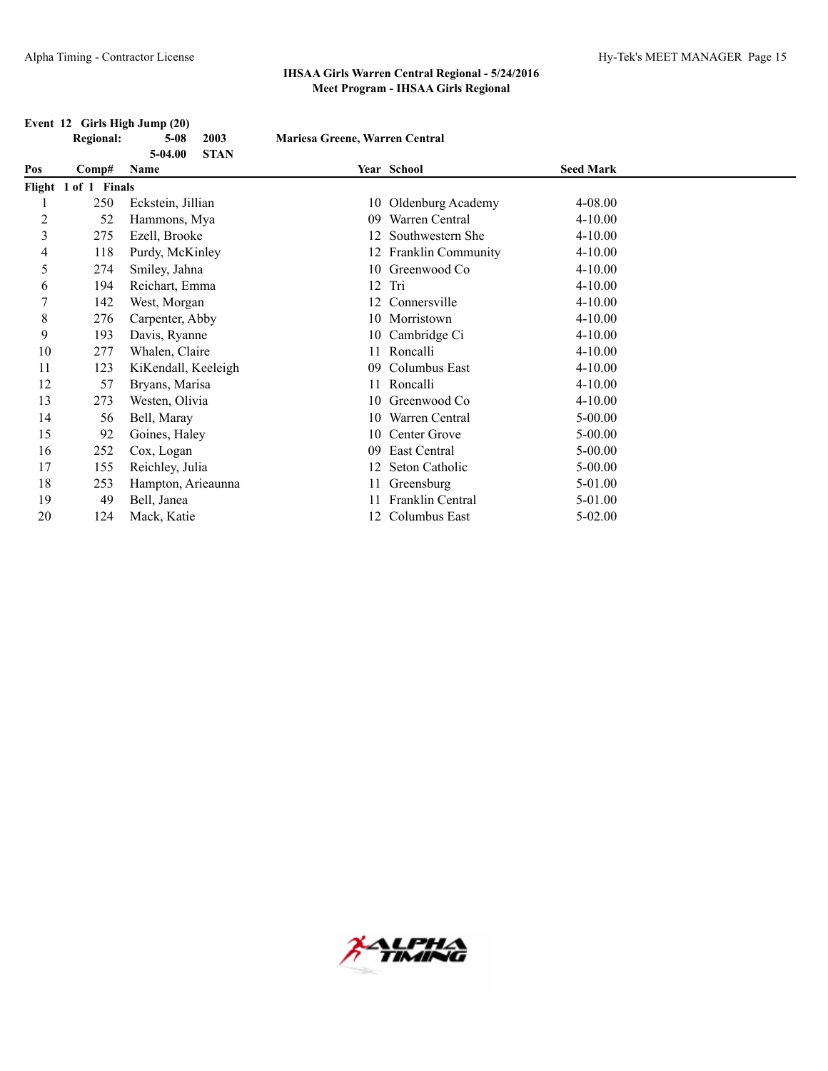**IHSAA Girls Warren Central Regional - 5/24/2016**
**Meet Program - IHSAA Girls Regional**

### Event 12 Girls High Jump (20)

**Regional:** 5-08 2003 **Mariesa Greene, Warren Central**
5-04.00 **STAN**

| Pos | Comp# | Name | Year | School | Seed Mark |
|---|---|---|---|---|---|
| **Flight 1 of 1 Finals** | | | | | |
| 1 | 250 | Eckstein, Jillian | 10 | Oldenburg Academy | 4-08.00 |
| 2 | 52 | Hammons, Mya | 09 | Warren Central | 4-10.00 |
| 3 | 275 | Ezell, Brooke | 12 | Southwestern She | 4-10.00 |
| 4 | 118 | Purdy, McKinley | 12 | Franklin Community | 4-10.00 |
| 5 | 274 | Smiley, Jahna | 10 | Greenwood Co | 4-10.00 |
| 6 | 194 | Reichart, Emma | 12 | Tri | 4-10.00 |
| 7 | 142 | West, Morgan | 12 | Connersville | 4-10.00 |
| 8 | 276 | Carpenter, Abby | 10 | Morristown | 4-10.00 |
| 9 | 193 | Davis, Ryanne | 10 | Cambridge Ci | 4-10.00 |
| 10 | 277 | Whalen, Claire | 11 | Roncalli | 4-10.00 |
| 11 | 123 | KiKendall, Keeleigh | 09 | Columbus East | 4-10.00 |
| 12 | 57 | Bryans, Marisa | 11 | Roncalli | 4-10.00 |
| 13 | 273 | Westen, Olivia | 10 | Greenwood Co | 4-10.00 |
| 14 | 56 | Bell, Maray | 10 | Warren Central | 5-00.00 |
| 15 | 92 | Goines, Haley | 10 | Center Grove | 5-00.00 |
| 16 | 252 | Cox, Logan | 09 | East Central | 5-00.00 |
| 17 | 155 | Reichley, Julia | 12 | Seton Catholic | 5-00.00 |
| 18 | 253 | Hampton, Arieaunna | 11 | Greensburg | 5-01.00 |
| 19 | 49 | Bell, Janea | 11 | Franklin Central | 5-01.00 |
| 20 | 124 | Mack, Katie | 12 | Columbus East | 5-02.00 |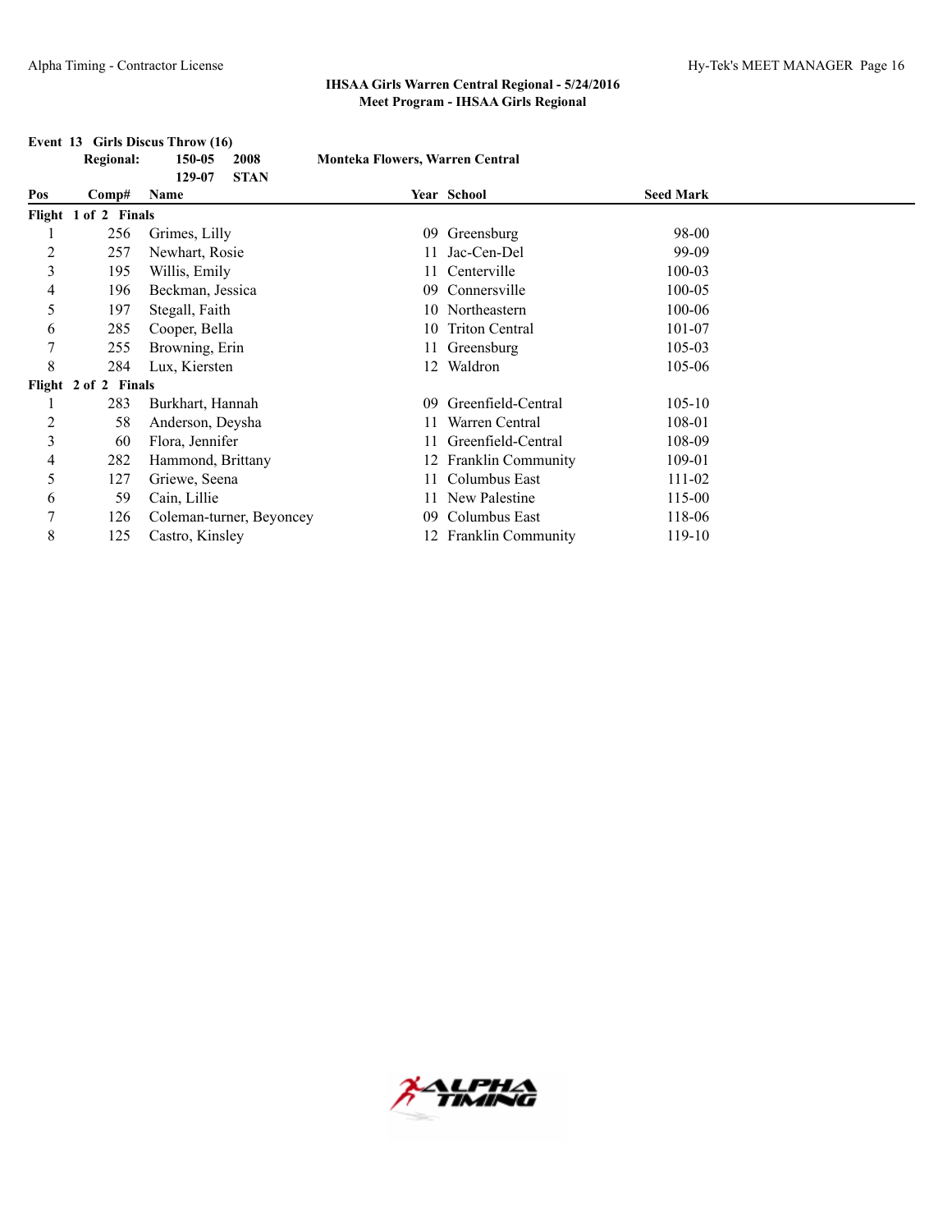## IHSAA Girls Warren Central Regional - 5/24/2016
## Meet Program - IHSAA Girls Regional

### Event 13 Girls Discus Throw (16)

**Regional:** 150-05 2008 Monteka Flowers, Warren Central
129-07 STAN

| Pos | Comp# | Name | Year | School | Seed Mark |
|---|---|---|---|---|---|
| **Flight 1 of 2 Finals** | | | | | |
| 1 | 256 | Grimes, Lilly | 09 | Greensburg | 98-00 |
| 2 | 257 | Newhart, Rosie | 11 | Jac-Cen-Del | 99-09 |
| 3 | 195 | Willis, Emily | 11 | Centerville | 100-03 |
| 4 | 196 | Beckman, Jessica | 09 | Connersville | 100-05 |
| 5 | 197 | Stegall, Faith | 10 | Northeastern | 100-06 |
| 6 | 285 | Cooper, Bella | 10 | Triton Central | 101-07 |
| 7 | 255 | Browning, Erin | 11 | Greensburg | 105-03 |
| 8 | 284 | Lux, Kiersten | 12 | Waldron | 105-06 |
| **Flight 2 of 2 Finals** | | | | | |
| 1 | 283 | Burkhart, Hannah | 09 | Greenfield-Central | 105-10 |
| 2 | 58 | Anderson, Deysha | 11 | Warren Central | 108-01 |
| 3 | 60 | Flora, Jennifer | 11 | Greenfield-Central | 108-09 |
| 4 | 282 | Hammond, Brittany | 12 | Franklin Community | 109-01 |
| 5 | 127 | Griewe, Seena | 11 | Columbus East | 111-02 |
| 6 | 59 | Cain, Lillie | 11 | New Palestine | 115-00 |
| 7 | 126 | Coleman-turner, Beyoncey | 09 | Columbus East | 118-06 |
| 8 | 125 | Castro, Kinsley | 12 | Franklin Community | 119-10 |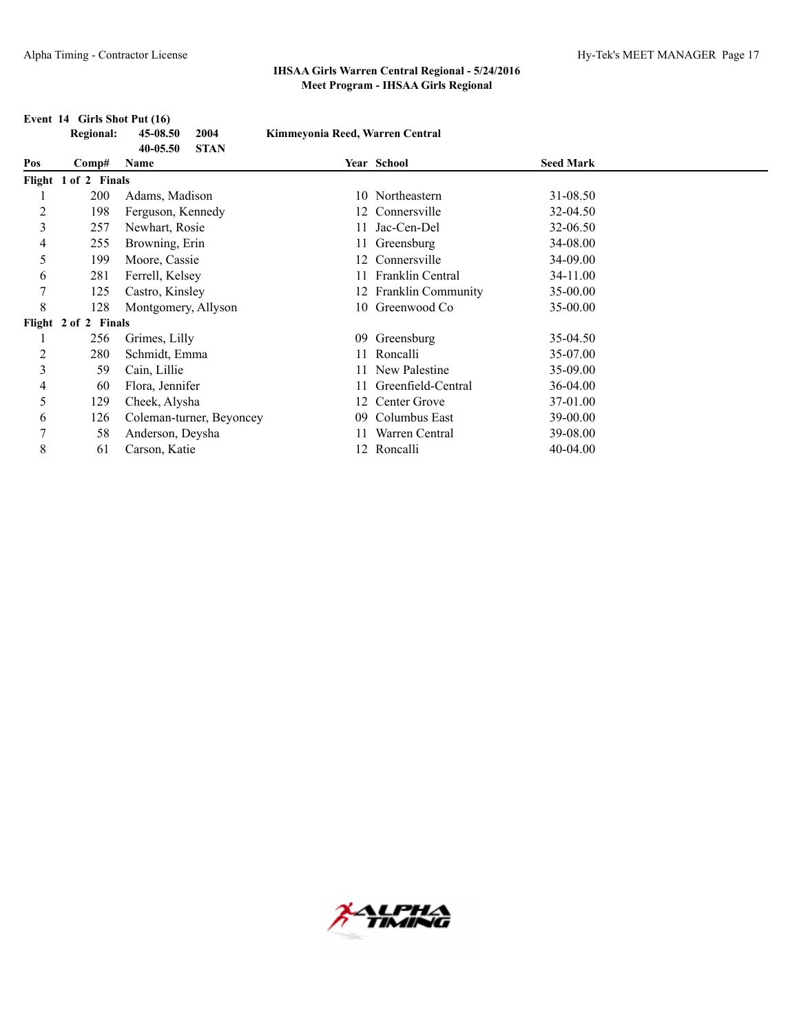**IHSAA Girls Warren Central Regional - 5/24/2016**
**Meet Program - IHSAA Girls Regional**

**Event 14 Girls Shot Put (16)**

| | | | |
|---|---|---|---|
| **Regional:** | **45-08.50** | **2004** | **Kimmeyonia Reed, Warren Central** |
| | **40-05.50** | **STAN** | |

| Pos | Comp# | Name | Year | School | Seed Mark |
|---|---|---|---|---|---|
| **Flight 1 of 2 Finals** | | | | | |
| 1 | 200 | Adams, Madison | 10 | Northeastern | 31-08.50 |
| 2 | 198 | Ferguson, Kennedy | 12 | Connersville | 32-04.50 |
| 3 | 257 | Newhart, Rosie | 11 | Jac-Cen-Del | 32-06.50 |
| 4 | 255 | Browning, Erin | 11 | Greensburg | 34-08.00 |
| 5 | 199 | Moore, Cassie | 12 | Connersville | 34-09.00 |
| 6 | 281 | Ferrell, Kelsey | 11 | Franklin Central | 34-11.00 |
| 7 | 125 | Castro, Kinsley | 12 | Franklin Community | 35-00.00 |
| 8 | 128 | Montgomery, Allyson | 10 | Greenwood Co | 35-00.00 |
| **Flight 2 of 2 Finals** | | | | | |
| 1 | 256 | Grimes, Lilly | 09 | Greensburg | 35-04.50 |
| 2 | 280 | Schmidt, Emma | 11 | Roncalli | 35-07.00 |
| 3 | 59 | Cain, Lillie | 11 | New Palestine | 35-09.00 |
| 4 | 60 | Flora, Jennifer | 11 | Greenfield-Central | 36-04.00 |
| 5 | 129 | Cheek, Alysha | 12 | Center Grove | 37-01.00 |
| 6 | 126 | Coleman-turner, Beyoncey | 09 | Columbus East | 39-00.00 |
| 7 | 58 | Anderson, Deysha | 11 | Warren Central | 39-08.00 |
| 8 | 61 | Carson, Katie | 12 | Roncalli | 40-04.00 |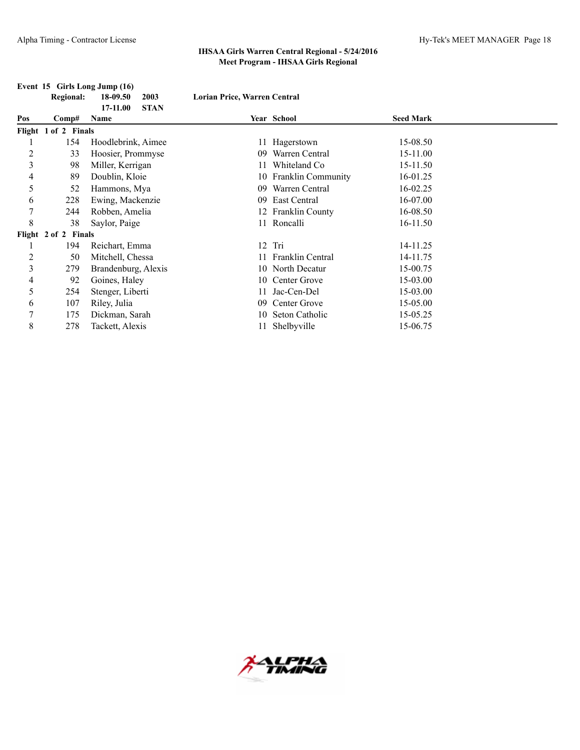## IHSAA Girls Warren Central Regional - 5/24/2016
### Meet Program - IHSAA Girls Regional

**Event 15 Girls Long Jump (16)**

**Regional:** 18-09.50 2003 Lorian Price, Warren Central
17-11.00 STAN

| Pos | Comp# | Name | Year | School | Seed Mark |
|---|---|---|---|---|---|
| **Flight 1 of 2 Finals** | | | | | |
| 1 | 154 | Hoodlebrink, Aimee | 11 | Hagerstown | 15-08.50 |
| 2 | 33 | Hoosier, Prommyse | 09 | Warren Central | 15-11.00 |
| 3 | 98 | Miller, Kerrigan | 11 | Whiteland Co | 15-11.50 |
| 4 | 89 | Doublin, Kloie | 10 | Franklin Community | 16-01.25 |
| 5 | 52 | Hammons, Mya | 09 | Warren Central | 16-02.25 |
| 6 | 228 | Ewing, Mackenzie | 09 | East Central | 16-07.00 |
| 7 | 244 | Robben, Amelia | 12 | Franklin County | 16-08.50 |
| 8 | 38 | Saylor, Paige | 11 | Roncalli | 16-11.50 |
| **Flight 2 of 2 Finals** | | | | | |
| 1 | 194 | Reichart, Emma | 12 | Tri | 14-11.25 |
| 2 | 50 | Mitchell, Chessa | 11 | Franklin Central | 14-11.75 |
| 3 | 279 | Brandenburg, Alexis | 10 | North Decatur | 15-00.75 |
| 4 | 92 | Goines, Haley | 10 | Center Grove | 15-03.00 |
| 5 | 254 | Stenger, Liberti | 11 | Jac-Cen-Del | 15-03.00 |
| 6 | 107 | Riley, Julia | 09 | Center Grove | 15-05.00 |
| 7 | 175 | Dickman, Sarah | 10 | Seton Catholic | 15-05.25 |
| 8 | 278 | Tackett, Alexis | 11 | Shelbyville | 15-06.75 |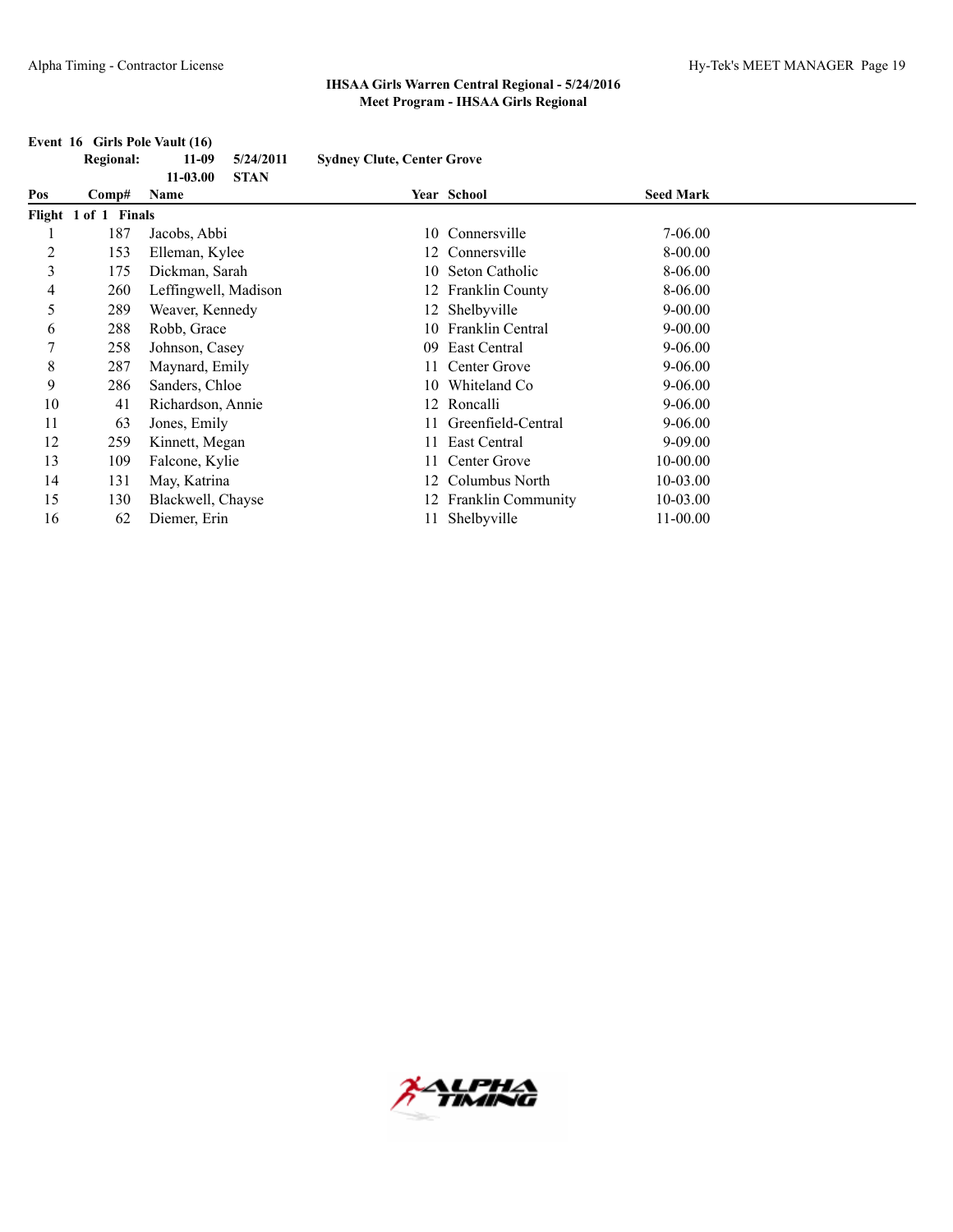**IHSAA Girls Warren Central Regional - 5/24/2016**
**Meet Program - IHSAA Girls Regional**

**Event 16 Girls Pole Vault (16)**

| | | | |
|---|---|---|---|
| **Regional:** | **11-09** | **5/24/2011** | **Sydney Clute, Center Grove** |
| | **11-03.00** | **STAN** | |

| Pos | Comp# | Name | Year | School | Seed Mark |
|---|---|---|---|---|---|
| **Flight 1 of 1 Finals** | | | | | |
| 1 | 187 | Jacobs, Abbi | 10 | Connersville | 7-06.00 |
| 2 | 153 | Elleman, Kylee | 12 | Connersville | 8-00.00 |
| 3 | 175 | Dickman, Sarah | 10 | Seton Catholic | 8-06.00 |
| 4 | 260 | Leffingwell, Madison | 12 | Franklin County | 8-06.00 |
| 5 | 289 | Weaver, Kennedy | 12 | Shelbyville | 9-00.00 |
| 6 | 288 | Robb, Grace | 10 | Franklin Central | 9-00.00 |
| 7 | 258 | Johnson, Casey | 09 | East Central | 9-06.00 |
| 8 | 287 | Maynard, Emily | 11 | Center Grove | 9-06.00 |
| 9 | 286 | Sanders, Chloe | 10 | Whiteland Co | 9-06.00 |
| 10 | 41 | Richardson, Annie | 12 | Roncalli | 9-06.00 |
| 11 | 63 | Jones, Emily | 11 | Greenfield-Central | 9-06.00 |
| 12 | 259 | Kinnett, Megan | 11 | East Central | 9-09.00 |
| 13 | 109 | Falcone, Kylie | 11 | Center Grove | 10-00.00 |
| 14 | 131 | May, Katrina | 12 | Columbus North | 10-03.00 |
| 15 | 130 | Blackwell, Chayse | 12 | Franklin Community | 10-03.00 |
| 16 | 62 | Diemer, Erin | 11 | Shelbyville | 11-00.00 |